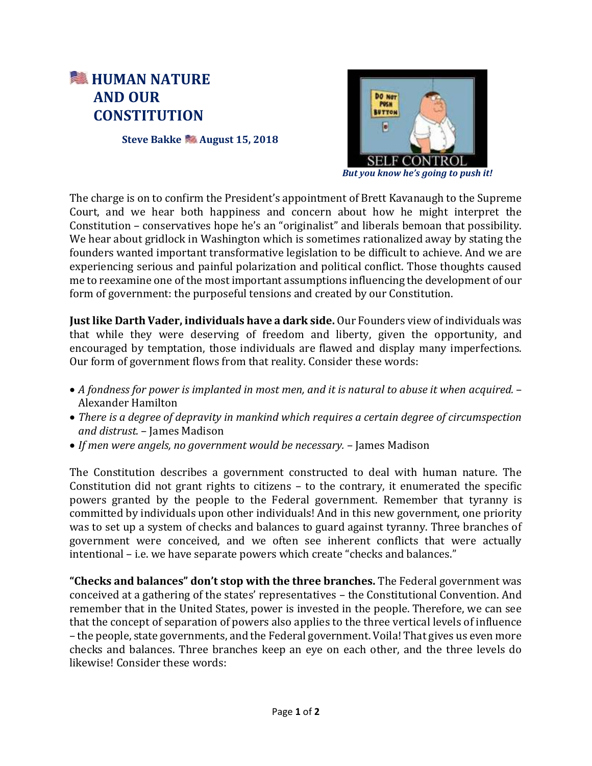# HUMAN NATURE AND OUR CONSTITUTION

**Steve Bakke August 15, 2018**

***But you know he's going to push it!***

The charge is on to confirm the President's appointment of Brett Kavanaugh to the Supreme Court, and we hear both happiness and concern about how he might interpret the Constitution – conservatives hope he's an "originalist" and liberals bemoan that possibility. We hear about gridlock in Washington which is sometimes rationalized away by stating the founders wanted important transformative legislation to be difficult to achieve. And we are experiencing serious and painful polarization and political conflict. Those thoughts caused me to reexamine one of the most important assumptions influencing the development of our form of government: the purposeful tensions and created by our Constitution.

**Just like Darth Vader, individuals have a dark side.** Our Founders view of individuals was that while they were deserving of freedom and liberty, given the opportunity, and encouraged by temptation, those individuals are flawed and display many imperfections. Our form of government flows from that reality. Consider these words:

- *A fondness for power is implanted in most men, and it is natural to abuse it when acquired.* – Alexander Hamilton
- *There is a degree of depravity in mankind which requires a certain degree of circumspection and distrust.* – James Madison
- *If men were angels, no government would be necessary.* – James Madison

The Constitution describes a government constructed to deal with human nature. The Constitution did not grant rights to citizens – to the contrary, it enumerated the specific powers granted by the people to the Federal government. Remember that tyranny is committed by individuals upon other individuals! And in this new government, one priority was to set up a system of checks and balances to guard against tyranny. Three branches of government were conceived, and we often see inherent conflicts that were actually intentional – i.e. we have separate powers which create "checks and balances."

**"Checks and balances" don't stop with the three branches.** The Federal government was conceived at a gathering of the states' representatives – the Constitutional Convention. And remember that in the United States, power is invested in the people. Therefore, we can see that the concept of separation of powers also applies to the three vertical levels of influence – the people, state governments, and the Federal government. Voila! That gives us even more checks and balances. Three branches keep an eye on each other, and the three levels do likewise! Consider these words: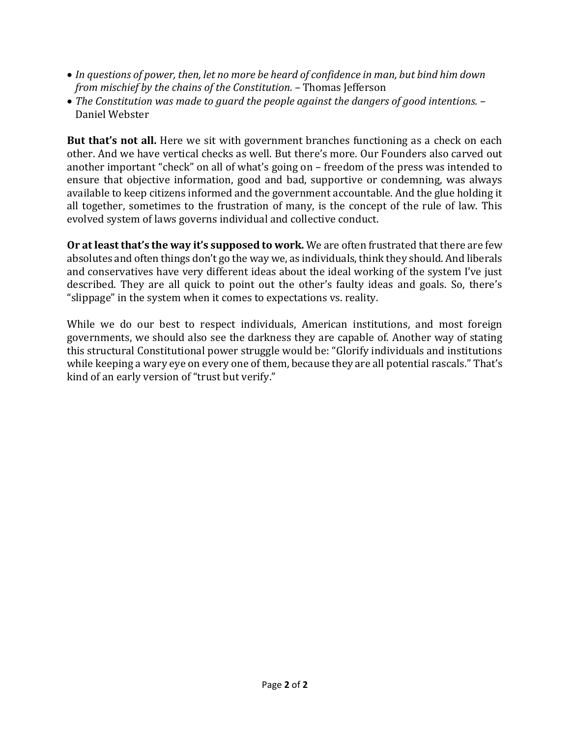- *In questions of power, then, let no more be heard of confidence in man, but bind him down from mischief by the chains of the Constitution.* – Thomas Jefferson
- *The Constitution was made to guard the people against the dangers of good intentions.* – Daniel Webster

**But that's not all.** Here we sit with government branches functioning as a check on each other. And we have vertical checks as well. But there's more. Our Founders also carved out another important "check" on all of what's going on – freedom of the press was intended to ensure that objective information, good and bad, supportive or condemning, was always available to keep citizens informed and the government accountable. And the glue holding it all together, sometimes to the frustration of many, is the concept of the rule of law. This evolved system of laws governs individual and collective conduct.

**Or at least that's the way it's supposed to work.** We are often frustrated that there are few absolutes and often things don't go the way we, as individuals, think they should. And liberals and conservatives have very different ideas about the ideal working of the system I've just described. They are all quick to point out the other's faulty ideas and goals. So, there's "slippage" in the system when it comes to expectations vs. reality.

While we do our best to respect individuals, American institutions, and most foreign governments, we should also see the darkness they are capable of. Another way of stating this structural Constitutional power struggle would be: "Glorify individuals and institutions while keeping a wary eye on every one of them, because they are all potential rascals." That's kind of an early version of "trust but verify."